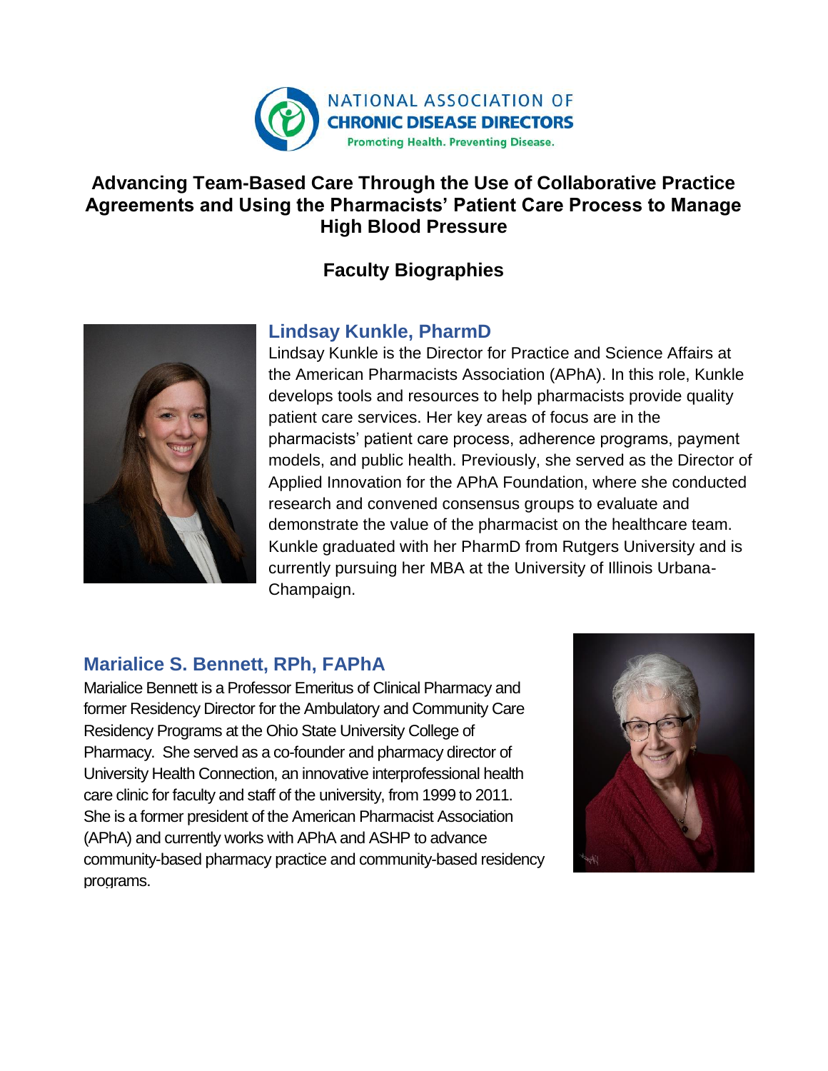NATIONAL ASSOCIATION OF
**CHRONIC DISEASE DIRECTORS**
Promoting Health. Preventing Disease.

# Advancing Team-Based Care Through the Use of Collaborative Practice Agreements and Using the Pharmacists' Patient Care Process to Manage High Blood Pressure

## Faculty Biographies

### Lindsay Kunkle, PharmD

Lindsay Kunkle is the Director for Practice and Science Affairs at the American Pharmacists Association (APhA). In this role, Kunkle develops tools and resources to help pharmacists provide quality patient care services. Her key areas of focus are in the pharmacists' patient care process, adherence programs, payment models, and public health. Previously, she served as the Director of Applied Innovation for the APhA Foundation, where she conducted research and convened consensus groups to evaluate and demonstrate the value of the pharmacist on the healthcare team. Kunkle graduated with her PharmD from Rutgers University and is currently pursuing her MBA at the University of Illinois Urbana-Champaign.

### Marialice S. Bennett, RPh, FAPhA

Marialice Bennett is a Professor Emeritus of Clinical Pharmacy and former Residency Director for the Ambulatory and Community Care Residency Programs at the Ohio State University College of Pharmacy. She served as a co-founder and pharmacy director of University Health Connection, an innovative interprofessional health care clinic for faculty and staff of the university, from 1999 to 2011. She is a former president of the American Pharmacist Association (APhA) and currently works with APhA and ASHP to advance community-based pharmacy practice and community-based residency programs.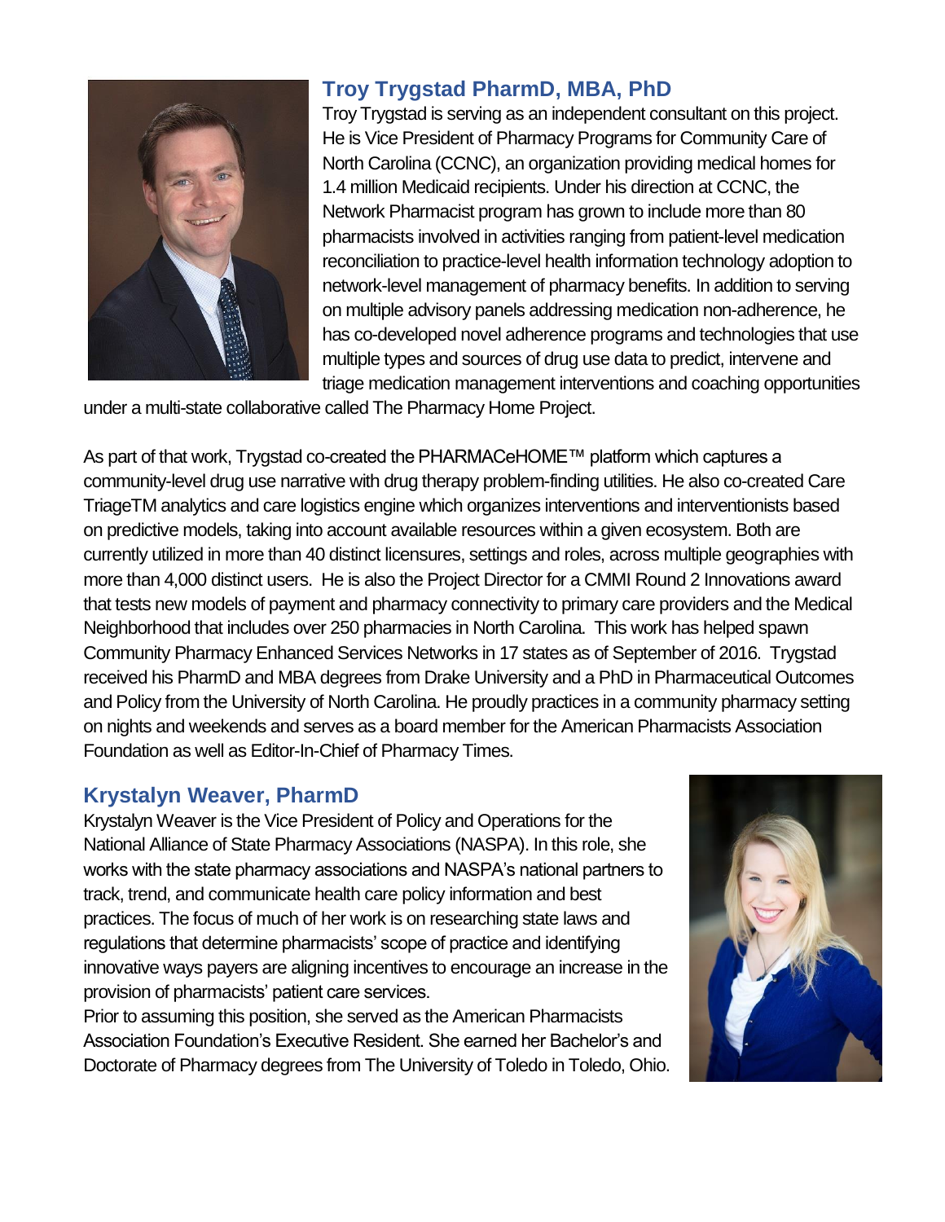## Troy Trygstad PharmD, MBA, PhD

Troy Trygstad is serving as an independent consultant on this project. He is Vice President of Pharmacy Programs for Community Care of North Carolina (CCNC), an organization providing medical homes for 1.4 million Medicaid recipients. Under his direction at CCNC, the Network Pharmacist program has grown to include more than 80 pharmacists involved in activities ranging from patient-level medication reconciliation to practice-level health information technology adoption to network-level management of pharmacy benefits. In addition to serving on multiple advisory panels addressing medication non-adherence, he has co-developed novel adherence programs and technologies that use multiple types and sources of drug use data to predict, intervene and triage medication management interventions and coaching opportunities under a multi-state collaborative called The Pharmacy Home Project.

As part of that work, Trygstad co-created the PHARMACeHOME™ platform which captures a community-level drug use narrative with drug therapy problem-finding utilities. He also co-created Care TriageTM analytics and care logistics engine which organizes interventions and interventionists based on predictive models, taking into account available resources within a given ecosystem. Both are currently utilized in more than 40 distinct licensures, settings and roles, across multiple geographies with more than 4,000 distinct users. He is also the Project Director for a CMMI Round 2 Innovations award that tests new models of payment and pharmacy connectivity to primary care providers and the Medical Neighborhood that includes over 250 pharmacies in North Carolina. This work has helped spawn Community Pharmacy Enhanced Services Networks in 17 states as of September of 2016. Trygstad received his PharmD and MBA degrees from Drake University and a PhD in Pharmaceutical Outcomes and Policy from the University of North Carolina. He proudly practices in a community pharmacy setting on nights and weekends and serves as a board member for the American Pharmacists Association Foundation as well as Editor-In-Chief of Pharmacy Times.

## Krystalyn Weaver, PharmD

Krystalyn Weaver is the Vice President of Policy and Operations for the National Alliance of State Pharmacy Associations (NASPA). In this role, she works with the state pharmacy associations and NASPA's national partners to track, trend, and communicate health care policy information and best practices. The focus of much of her work is on researching state laws and regulations that determine pharmacists' scope of practice and identifying innovative ways payers are aligning incentives to encourage an increase in the provision of pharmacists' patient care services.

Prior to assuming this position, she served as the American Pharmacists Association Foundation's Executive Resident. She earned her Bachelor's and Doctorate of Pharmacy degrees from The University of Toledo in Toledo, Ohio.